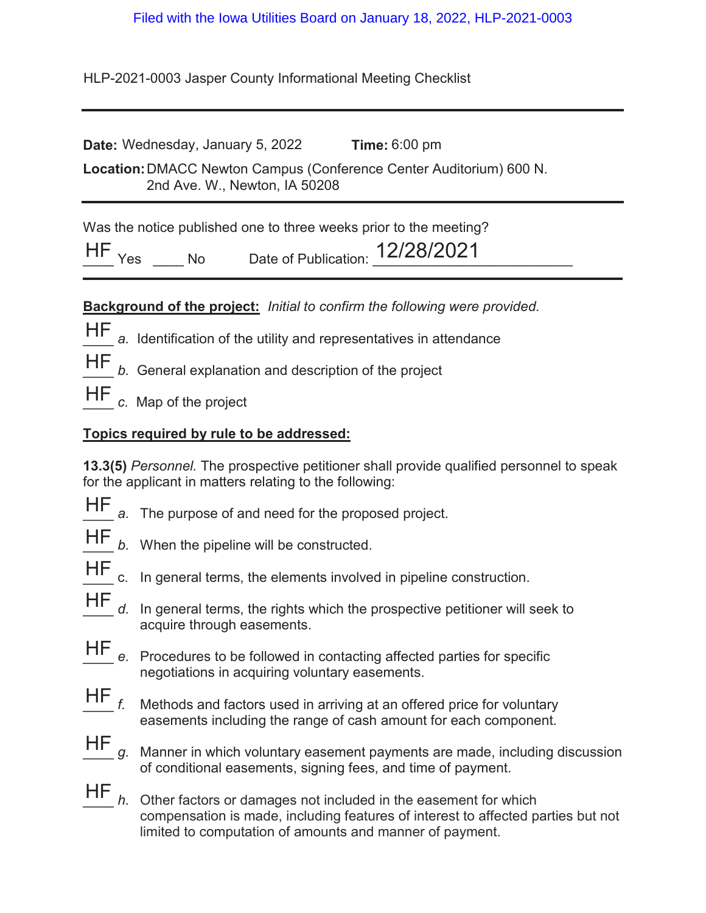Filed with the Iowa Utilities Board on January 18, 2022, HLP-2021-0003

HLP-2021-0003 Jasper County Informational Meeting Checklist

---

**Date:** Wednesday, January 5, 2022 **Time:** 6:00 pm

**Location:** DMACC Newton Campus (Conference Center Auditorium) 600 N. 2nd Ave. W., Newton, IA 50208

---

Was the notice published one to three weeks prior to the meeting?

HF Yes ____ No Date of Publication: 12/28/2021

---

**Background of the project:** *Initial to confirm the following were provided.*

HF *a.* Identification of the utility and representatives in attendance

HF *b.* General explanation and description of the project

HF *c.* Map of the project

**Topics required by rule to be addressed:**

**13.3(5)** *Personnel.* The prospective petitioner shall provide qualified personnel to speak for the applicant in matters relating to the following:

HF *a.* The purpose of and need for the proposed project.

HF *b.* When the pipeline will be constructed.

HF c. In general terms, the elements involved in pipeline construction.

HF *d.* In general terms, the rights which the prospective petitioner will seek to acquire through easements.

HF *e.* Procedures to be followed in contacting affected parties for specific negotiations in acquiring voluntary easements.

HF *f.* Methods and factors used in arriving at an offered price for voluntary easements including the range of cash amount for each component.

HF *g.* Manner in which voluntary easement payments are made, including discussion of conditional easements, signing fees, and time of payment.

HF *h.* Other factors or damages not included in the easement for which compensation is made, including features of interest to affected parties but not limited to computation of amounts and manner of payment.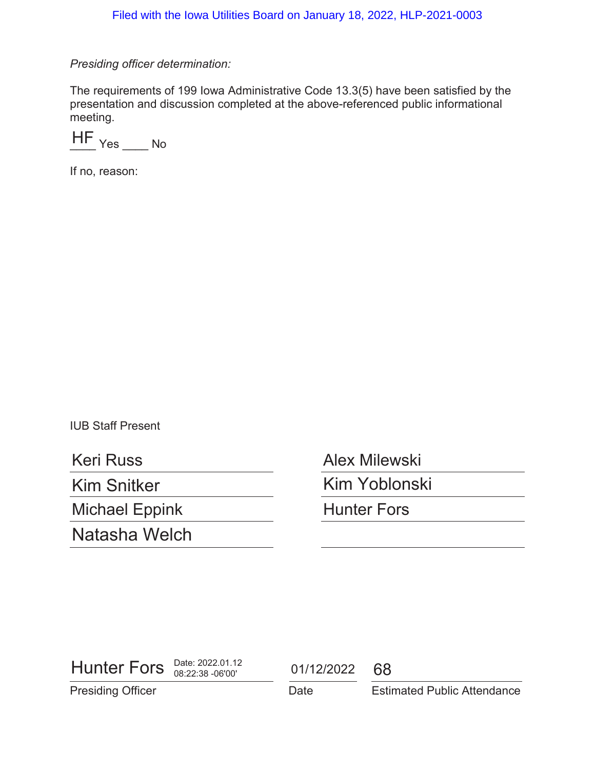*Presiding officer determination:*

The requirements of 199 Iowa Administrative Code 13.3(5) have been satisfied by the presentation and discussion completed at the above-referenced public informational meeting.

HF Yes ____ No

If no, reason:

IUB Staff Present

| | |
|---|---|
| Keri Russ | Alex Milewski |
| Kim Snitker | Kim Yoblonski |
| Michael Eppink | Hunter Fors |
| Natasha Welch | |

| Presiding Officer | Date | Estimated Public Attendance |
|---|---|---|
| Hunter Fors Date: 2022.01.12 08:22:38 -06'00' | 01/12/2022 | 68 |